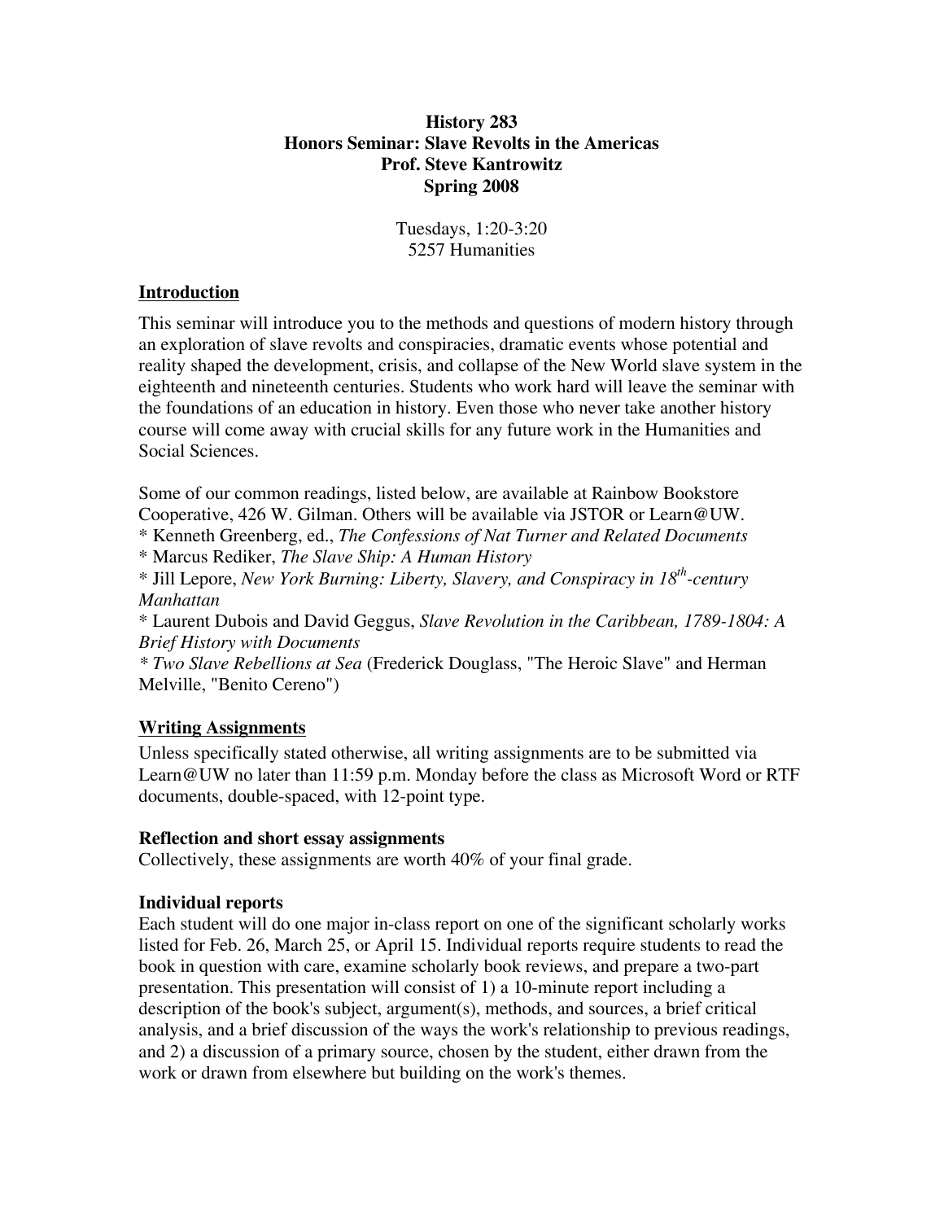**History 283**
**Honors Seminar: Slave Revolts in the Americas**
**Prof. Steve Kantrowitz**
**Spring 2008**

Tuesdays, 1:20-3:20
5257 Humanities

## Introduction

This seminar will introduce you to the methods and questions of modern history through an exploration of slave revolts and conspiracies, dramatic events whose potential and reality shaped the development, crisis, and collapse of the New World slave system in the eighteenth and nineteenth centuries. Students who work hard will leave the seminar with the foundations of an education in history. Even those who never take another history course will come away with crucial skills for any future work in the Humanities and Social Sciences.

Some of our common readings, listed below, are available at Rainbow Bookstore Cooperative, 426 W. Gilman. Others will be available via JSTOR or Learn@UW.

* Kenneth Greenberg, ed., *The Confessions of Nat Turner and Related Documents*
* Marcus Rediker, *The Slave Ship: A Human History*
* Jill Lepore, *New York Burning: Liberty, Slavery, and Conspiracy in 18th-century Manhattan*
* Laurent Dubois and David Geggus, *Slave Revolution in the Caribbean, 1789-1804: A Brief History with Documents*
* *Two Slave Rebellions at Sea* (Frederick Douglass, "The Heroic Slave" and Herman Melville, "Benito Cereno")

## Writing Assignments

Unless specifically stated otherwise, all writing assignments are to be submitted via Learn@UW no later than 11:59 p.m. Monday before the class as Microsoft Word or RTF documents, double-spaced, with 12-point type.

### Reflection and short essay assignments

Collectively, these assignments are worth 40% of your final grade.

### Individual reports

Each student will do one major in-class report on one of the significant scholarly works listed for Feb. 26, March 25, or April 15. Individual reports require students to read the book in question with care, examine scholarly book reviews, and prepare a two-part presentation. This presentation will consist of 1) a 10-minute report including a description of the book's subject, argument(s), methods, and sources, a brief critical analysis, and a brief discussion of the ways the work's relationship to previous readings, and 2) a discussion of a primary source, chosen by the student, either drawn from the work or drawn from elsewhere but building on the work's themes.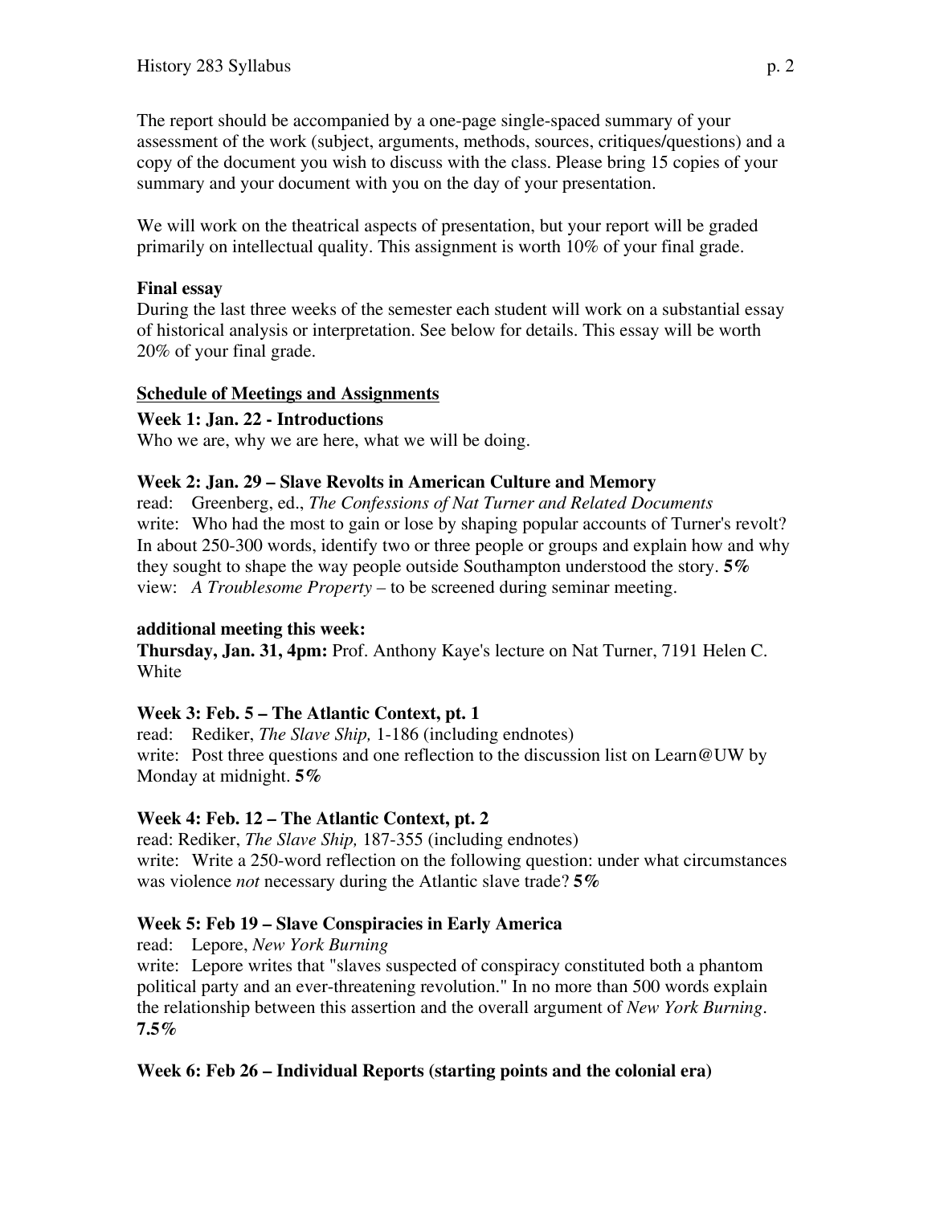The report should be accompanied by a one-page single-spaced summary of your assessment of the work (subject, arguments, methods, sources, critiques/questions) and a copy of the document you wish to discuss with the class. Please bring 15 copies of your summary and your document with you on the day of your presentation.

We will work on the theatrical aspects of presentation, but your report will be graded primarily on intellectual quality. This assignment is worth 10% of your final grade.

**Final essay**
During the last three weeks of the semester each student will work on a substantial essay of historical analysis or interpretation. See below for details. This essay will be worth 20% of your final grade.

## Schedule of Meetings and Assignments

**Week 1: Jan. 22 - Introductions**
Who we are, why we are here, what we will be doing.

**Week 2: Jan. 29 – Slave Revolts in American Culture and Memory**
read: Greenberg, ed., *The Confessions of Nat Turner and Related Documents*
write: Who had the most to gain or lose by shaping popular accounts of Turner's revolt? In about 250-300 words, identify two or three people or groups and explain how and why they sought to shape the way people outside Southampton understood the story. **5%**
view: *A Troublesome Property* – to be screened during seminar meeting.

**additional meeting this week:**
**Thursday, Jan. 31, 4pm:** Prof. Anthony Kaye's lecture on Nat Turner, 7191 Helen C. White

**Week 3: Feb. 5 – The Atlantic Context, pt. 1**
read: Rediker, *The Slave Ship,* 1-186 (including endnotes)
write: Post three questions and one reflection to the discussion list on Learn@UW by Monday at midnight. **5%**

**Week 4: Feb. 12 – The Atlantic Context, pt. 2**
read: Rediker, *The Slave Ship,* 187-355 (including endnotes)
write: Write a 250-word reflection on the following question: under what circumstances was violence *not* necessary during the Atlantic slave trade? **5%**

**Week 5: Feb 19 – Slave Conspiracies in Early America**
read: Lepore, *New York Burning*
write: Lepore writes that "slaves suspected of conspiracy constituted both a phantom political party and an ever-threatening revolution." In no more than 500 words explain the relationship between this assertion and the overall argument of *New York Burning*. **7.5%**

**Week 6: Feb 26 – Individual Reports (starting points and the colonial era)**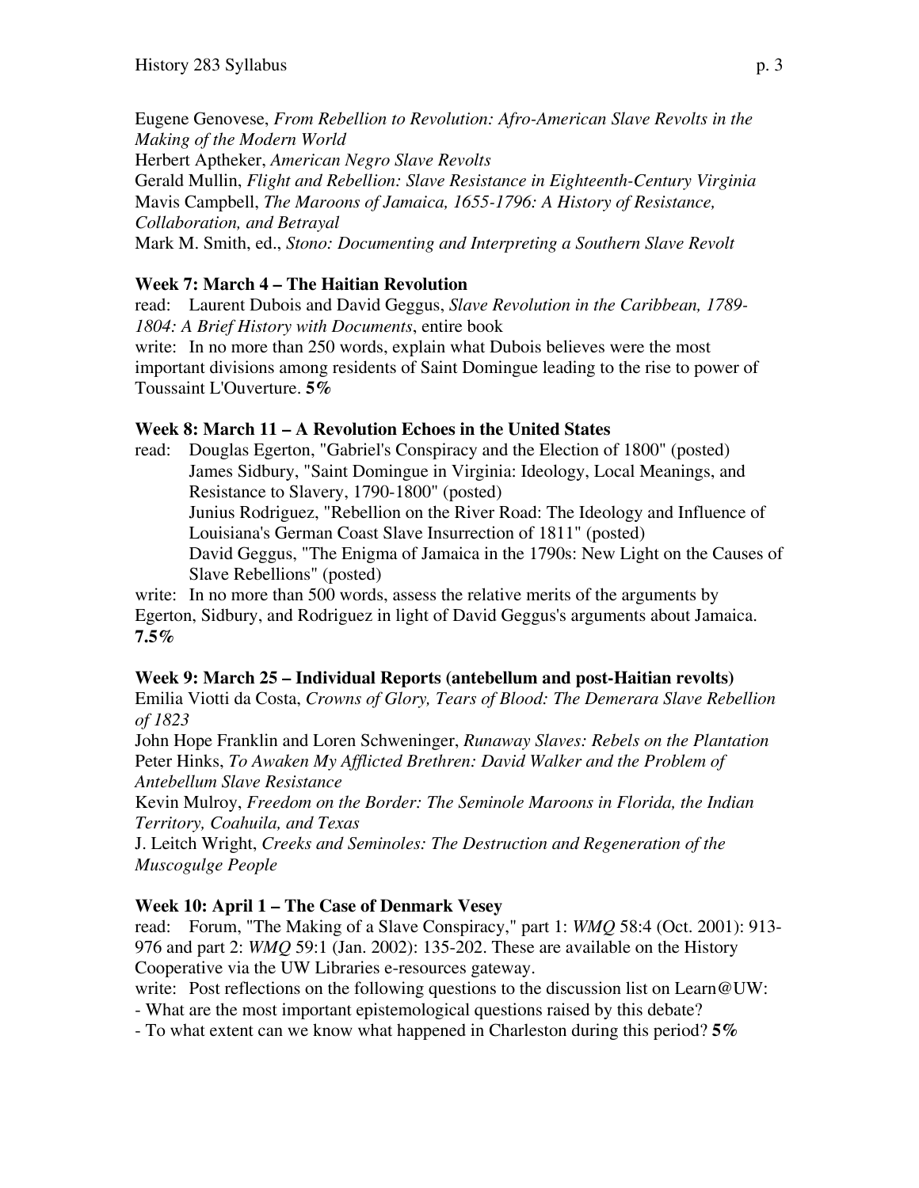Eugene Genovese, *From Rebellion to Revolution: Afro-American Slave Revolts in the Making of the Modern World*
Herbert Aptheker, *American Negro Slave Revolts*
Gerald Mullin, *Flight and Rebellion: Slave Resistance in Eighteenth-Century Virginia*
Mavis Campbell, *The Maroons of Jamaica, 1655-1796: A History of Resistance, Collaboration, and Betrayal*
Mark M. Smith, ed., *Stono: Documenting and Interpreting a Southern Slave Revolt*

**Week 7: March 4 – The Haitian Revolution**

read: Laurent Dubois and David Geggus, *Slave Revolution in the Caribbean, 1789-1804: A Brief History with Documents*, entire book

write: In no more than 250 words, explain what Dubois believes were the most important divisions among residents of Saint Domingue leading to the rise to power of Toussaint L'Ouverture. **5%**

**Week 8: March 11 – A Revolution Echoes in the United States**

read: Douglas Egerton, "Gabriel's Conspiracy and the Election of 1800" (posted)
James Sidbury, "Saint Domingue in Virginia: Ideology, Local Meanings, and Resistance to Slavery, 1790-1800" (posted)
Junius Rodriguez, "Rebellion on the River Road: The Ideology and Influence of Louisiana's German Coast Slave Insurrection of 1811" (posted)
David Geggus, "The Enigma of Jamaica in the 1790s: New Light on the Causes of Slave Rebellions" (posted)

write: In no more than 500 words, assess the relative merits of the arguments by Egerton, Sidbury, and Rodriguez in light of David Geggus's arguments about Jamaica. **7.5%**

**Week 9: March 25 – Individual Reports (antebellum and post-Haitian revolts)**

Emilia Viotti da Costa, *Crowns of Glory, Tears of Blood: The Demerara Slave Rebellion of 1823*
John Hope Franklin and Loren Schweninger, *Runaway Slaves: Rebels on the Plantation*
Peter Hinks, *To Awaken My Afflicted Brethren: David Walker and the Problem of Antebellum Slave Resistance*
Kevin Mulroy, *Freedom on the Border: The Seminole Maroons in Florida, the Indian Territory, Coahuila, and Texas*
J. Leitch Wright, *Creeks and Seminoles: The Destruction and Regeneration of the Muscogulge People*

**Week 10: April 1 – The Case of Denmark Vesey**

read: Forum, "The Making of a Slave Conspiracy," part 1: *WMQ* 58:4 (Oct. 2001): 913-976 and part 2: *WMQ* 59:1 (Jan. 2002): 135-202. These are available on the History Cooperative via the UW Libraries e-resources gateway.

write: Post reflections on the following questions to the discussion list on Learn@UW:

- What are the most important epistemological questions raised by this debate?
- To what extent can we know what happened in Charleston during this period? **5%**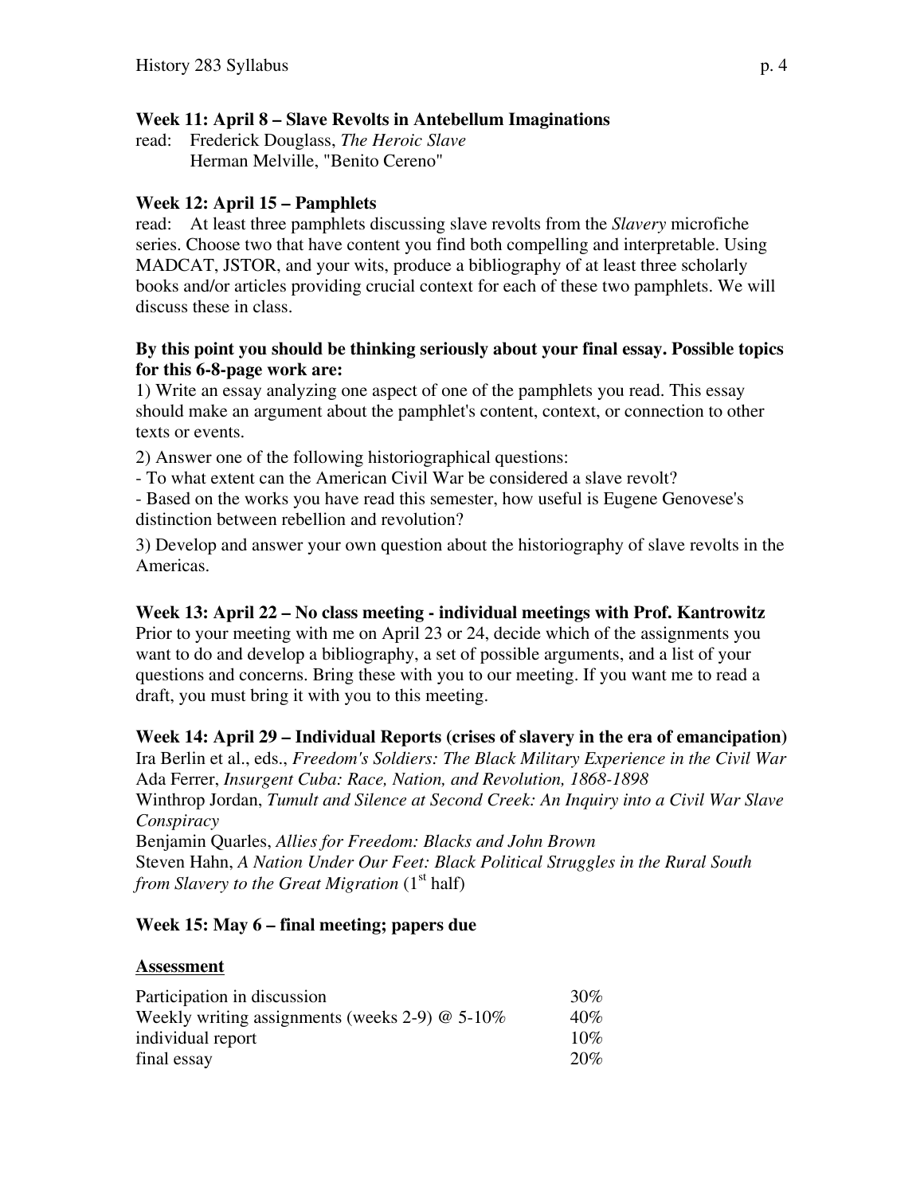**Week 11: April 8 – Slave Revolts in Antebellum Imaginations**

read: Frederick Douglass, *The Heroic Slave*
Herman Melville, "Benito Cereno"

**Week 12: April 15 – Pamphlets**

read: At least three pamphlets discussing slave revolts from the *Slavery* microfiche series. Choose two that have content you find both compelling and interpretable. Using MADCAT, JSTOR, and your wits, produce a bibliography of at least three scholarly books and/or articles providing crucial context for each of these two pamphlets. We will discuss these in class.

**By this point you should be thinking seriously about your final essay. Possible topics for this 6-8-page work are:**

1) Write an essay analyzing one aspect of one of the pamphlets you read. This essay should make an argument about the pamphlet's content, context, or connection to other texts or events.

2) Answer one of the following historiographical questions:
- To what extent can the American Civil War be considered a slave revolt?
- Based on the works you have read this semester, how useful is Eugene Genovese's distinction between rebellion and revolution?

3) Develop and answer your own question about the historiography of slave revolts in the Americas.

**Week 13: April 22 – No class meeting - individual meetings with Prof. Kantrowitz**

Prior to your meeting with me on April 23 or 24, decide which of the assignments you want to do and develop a bibliography, a set of possible arguments, and a list of your questions and concerns. Bring these with you to our meeting. If you want me to read a draft, you must bring it with you to this meeting.

**Week 14: April 29 – Individual Reports (crises of slavery in the era of emancipation)**

Ira Berlin et al., eds., *Freedom's Soldiers: The Black Military Experience in the Civil War*
Ada Ferrer, *Insurgent Cuba: Race, Nation, and Revolution, 1868-1898*
Winthrop Jordan, *Tumult and Silence at Second Creek: An Inquiry into a Civil War Slave Conspiracy*
Benjamin Quarles, *Allies for Freedom: Blacks and John Brown*
Steven Hahn, *A Nation Under Our Feet: Black Political Struggles in the Rural South from Slavery to the Great Migration* (1st half)

**Week 15: May 6 – final meeting; papers due**

**<u>Assessment</u>**

| | |
|---|---|
| Participation in discussion | 30% |
| Weekly writing assignments (weeks 2-9) @ 5-10% | 40% |
| individual report | 10% |
| final essay | 20% |